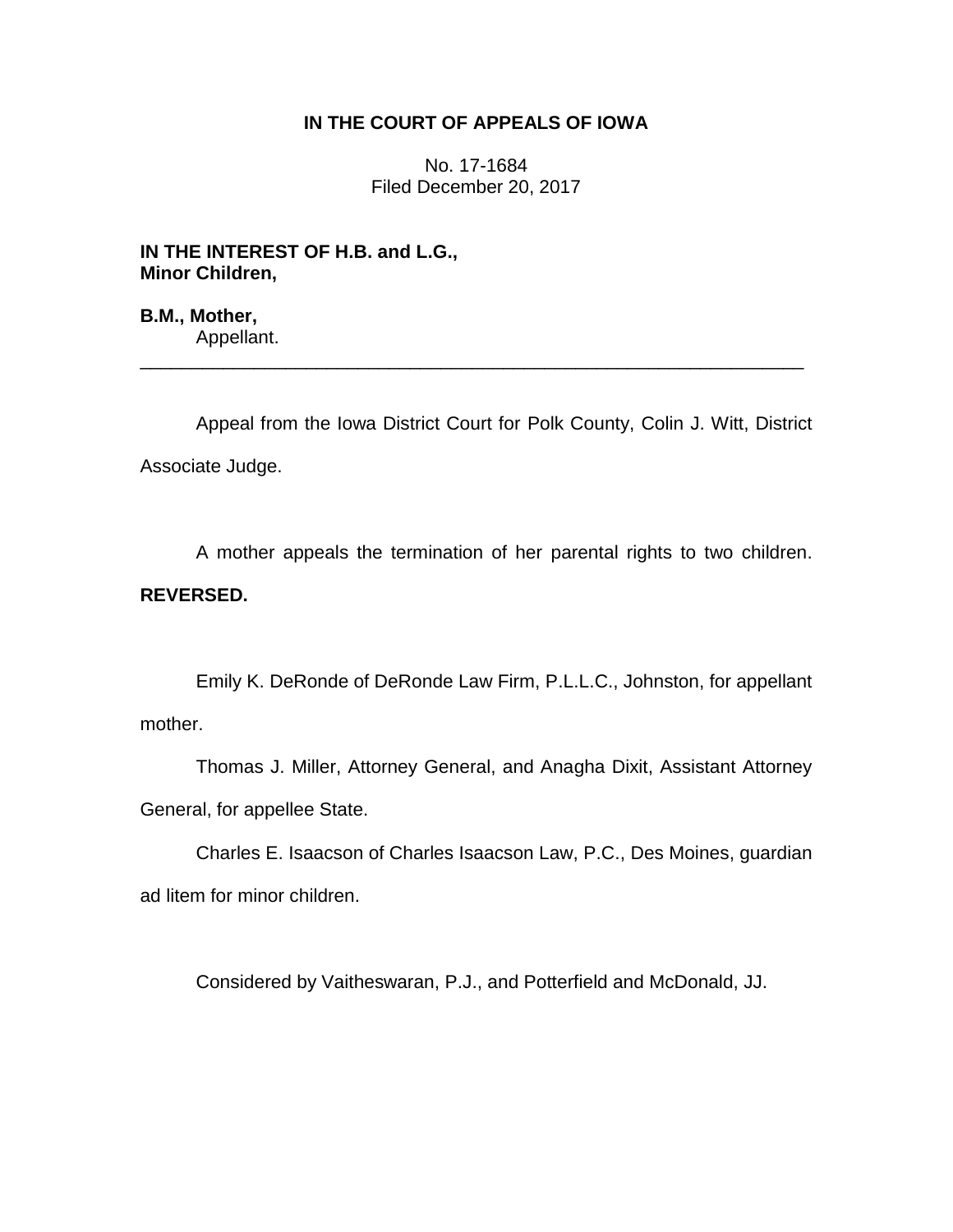**IN THE COURT OF APPEALS OF IOWA**

No. 17-1684
Filed December 20, 2017

**IN THE INTEREST OF H.B. and L.G.,**
**Minor Children,**

**B.M., Mother,**
Appellant.

---

Appeal from the Iowa District Court for Polk County, Colin J. Witt, District Associate Judge.

A mother appeals the termination of her parental rights to two children. **REVERSED.**

Emily K. DeRonde of DeRonde Law Firm, P.L.L.C., Johnston, for appellant mother.

Thomas J. Miller, Attorney General, and Anagha Dixit, Assistant Attorney General, for appellee State.

Charles E. Isaacson of Charles Isaacson Law, P.C., Des Moines, guardian ad litem for minor children.

Considered by Vaitheswaran, P.J., and Potterfield and McDonald, JJ.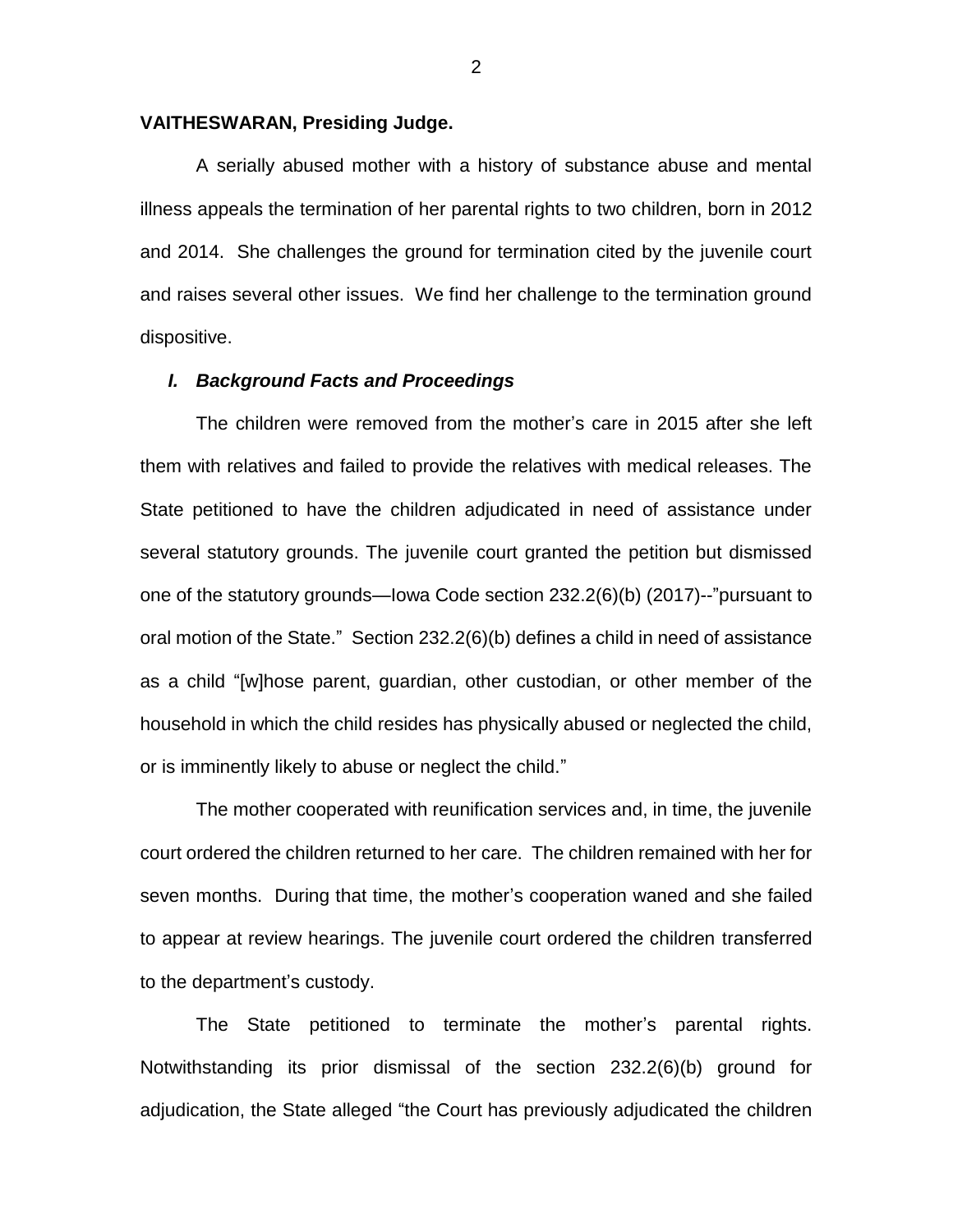**VAITHESWARAN, Presiding Judge.**

A serially abused mother with a history of substance abuse and mental illness appeals the termination of her parental rights to two children, born in 2012 and 2014. She challenges the ground for termination cited by the juvenile court and raises several other issues. We find her challenge to the termination ground dispositive.

## *I. Background Facts and Proceedings*

The children were removed from the mother's care in 2015 after she left them with relatives and failed to provide the relatives with medical releases. The State petitioned to have the children adjudicated in need of assistance under several statutory grounds. The juvenile court granted the petition but dismissed one of the statutory grounds—Iowa Code section 232.2(6)(b) (2017)--"pursuant to oral motion of the State." Section 232.2(6)(b) defines a child in need of assistance as a child "[w]hose parent, guardian, other custodian, or other member of the household in which the child resides has physically abused or neglected the child, or is imminently likely to abuse or neglect the child."

The mother cooperated with reunification services and, in time, the juvenile court ordered the children returned to her care. The children remained with her for seven months. During that time, the mother's cooperation waned and she failed to appear at review hearings. The juvenile court ordered the children transferred to the department's custody.

The State petitioned to terminate the mother's parental rights. Notwithstanding its prior dismissal of the section 232.2(6)(b) ground for adjudication, the State alleged "the Court has previously adjudicated the children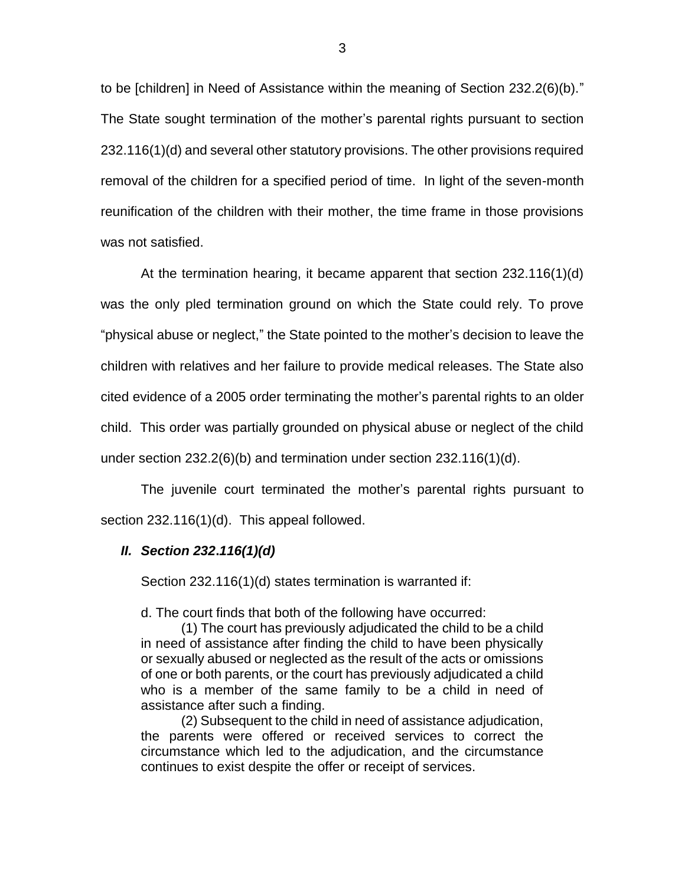to be [children] in Need of Assistance within the meaning of Section 232.2(6)(b)." The State sought termination of the mother's parental rights pursuant to section 232.116(1)(d) and several other statutory provisions. The other provisions required removal of the children for a specified period of time. In light of the seven-month reunification of the children with their mother, the time frame in those provisions was not satisfied.

At the termination hearing, it became apparent that section 232.116(1)(d) was the only pled termination ground on which the State could rely. To prove "physical abuse or neglect," the State pointed to the mother's decision to leave the children with relatives and her failure to provide medical releases. The State also cited evidence of a 2005 order terminating the mother's parental rights to an older child. This order was partially grounded on physical abuse or neglect of the child under section 232.2(6)(b) and termination under section 232.116(1)(d).

The juvenile court terminated the mother's parental rights pursuant to section 232.116(1)(d). This appeal followed.

### *II. Section 232.116(1)(d)*

Section 232.116(1)(d) states termination is warranted if:

> d. The court finds that both of the following have occurred:
>
> (1) The court has previously adjudicated the child to be a child in need of assistance after finding the child to have been physically or sexually abused or neglected as the result of the acts or omissions of one or both parents, or the court has previously adjudicated a child who is a member of the same family to be a child in need of assistance after such a finding.
>
> (2) Subsequent to the child in need of assistance adjudication, the parents were offered or received services to correct the circumstance which led to the adjudication, and the circumstance continues to exist despite the offer or receipt of services.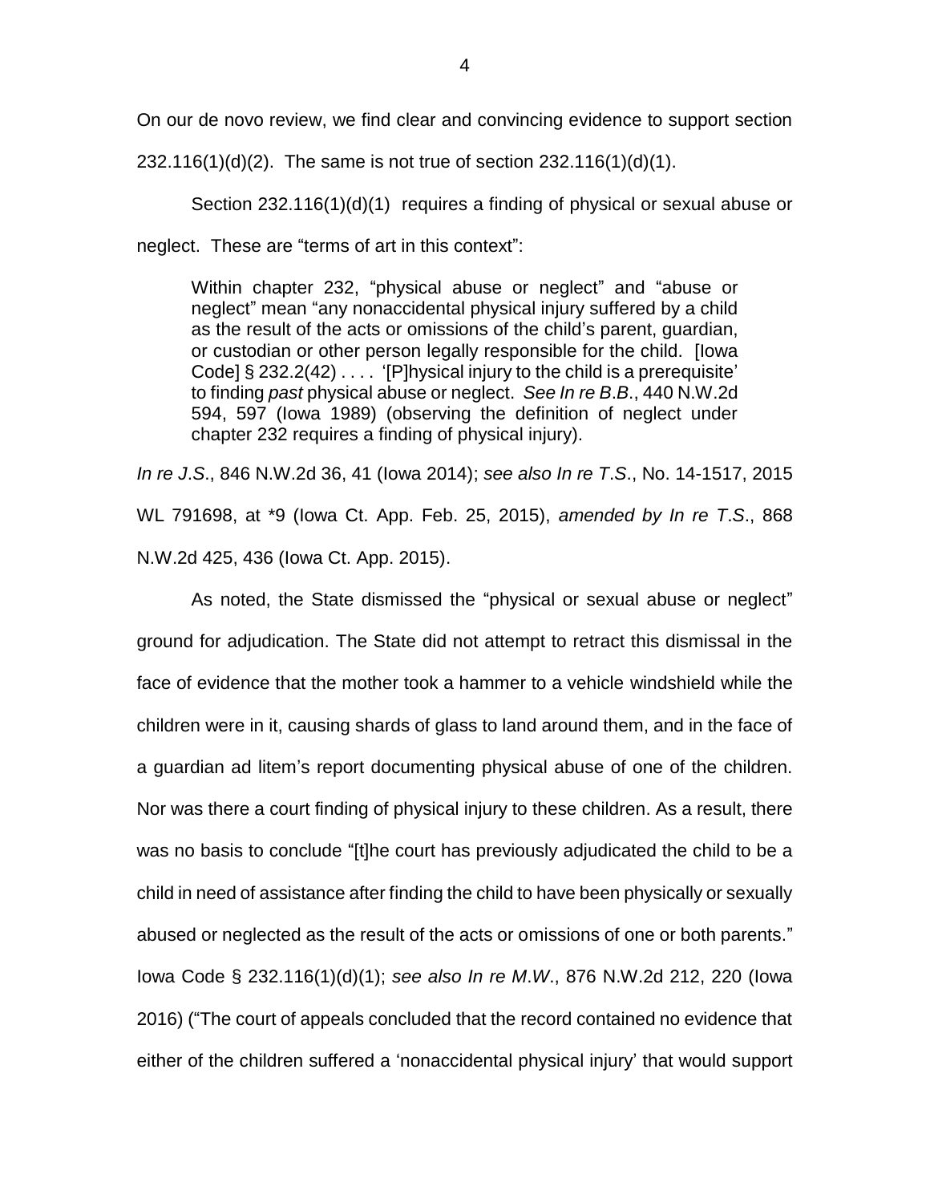On our de novo review, we find clear and convincing evidence to support section 232.116(1)(d)(2). The same is not true of section 232.116(1)(d)(1).

Section 232.116(1)(d)(1) requires a finding of physical or sexual abuse or neglect. These are "terms of art in this context":

> Within chapter 232, "physical abuse or neglect" and "abuse or neglect" mean "any nonaccidental physical injury suffered by a child as the result of the acts or omissions of the child's parent, guardian, or custodian or other person legally responsible for the child. [Iowa Code] § 232.2(42) . . . . '[P]hysical injury to the child is a prerequisite' to finding *past* physical abuse or neglect. *See In re B.B.*, 440 N.W.2d 594, 597 (Iowa 1989) (observing the definition of neglect under chapter 232 requires a finding of physical injury).

*In re J.S.*, 846 N.W.2d 36, 41 (Iowa 2014); *see also In re T.S.*, No. 14-1517, 2015 WL 791698, at *9 (Iowa Ct. App. Feb. 25, 2015), *amended by In re T.S.*, 868 N.W.2d 425, 436 (Iowa Ct. App. 2015).

As noted, the State dismissed the "physical or sexual abuse or neglect" ground for adjudication. The State did not attempt to retract this dismissal in the face of evidence that the mother took a hammer to a vehicle windshield while the children were in it, causing shards of glass to land around them, and in the face of a guardian ad litem's report documenting physical abuse of one of the children. Nor was there a court finding of physical injury to these children. As a result, there was no basis to conclude "[t]he court has previously adjudicated the child to be a child in need of assistance after finding the child to have been physically or sexually abused or neglected as the result of the acts or omissions of one or both parents." Iowa Code § 232.116(1)(d)(1); *see also In re M.W.*, 876 N.W.2d 212, 220 (Iowa 2016) ("The court of appeals concluded that the record contained no evidence that either of the children suffered a 'nonaccidental physical injury' that would support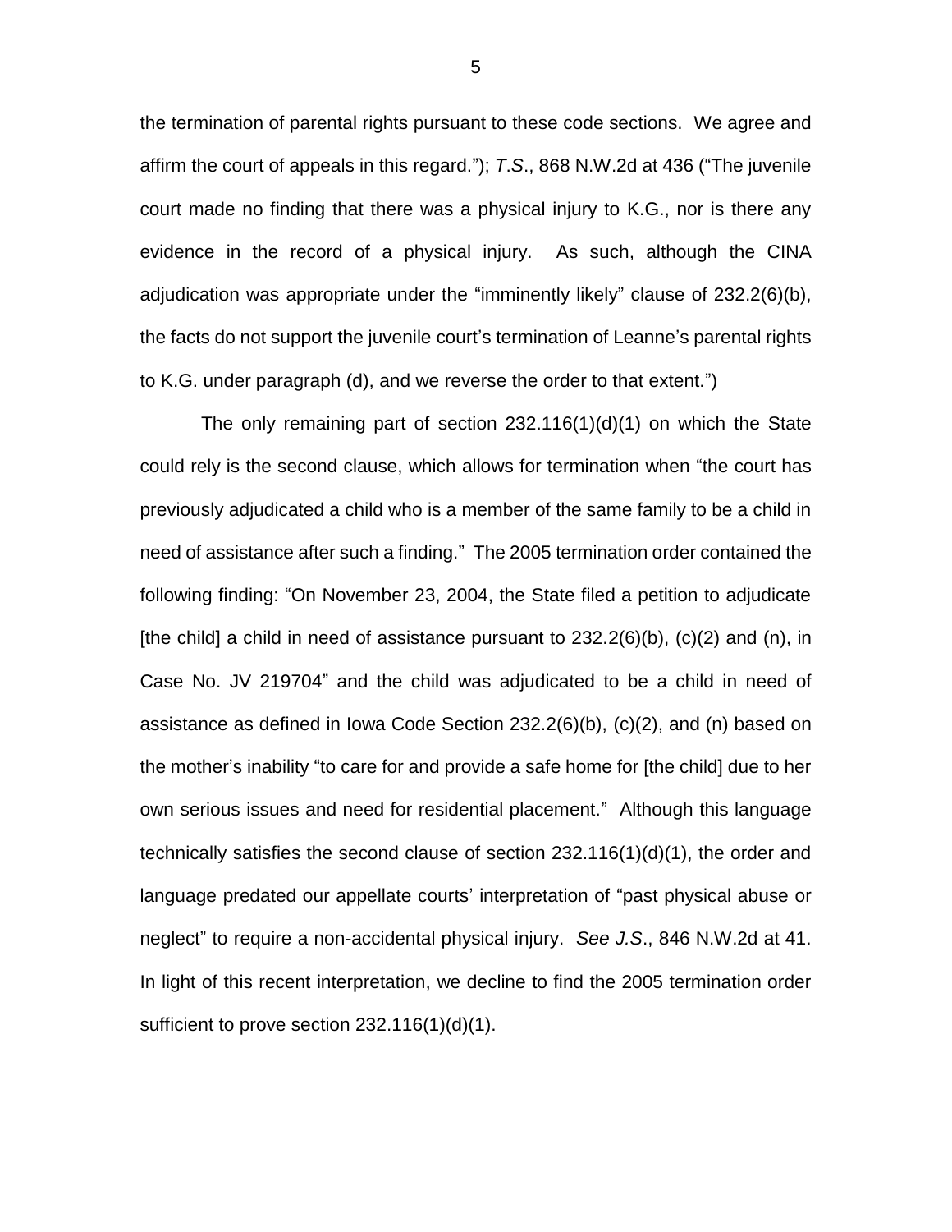the termination of parental rights pursuant to these code sections. We agree and affirm the court of appeals in this regard."); *T.S.*, 868 N.W.2d at 436 ("The juvenile court made no finding that there was a physical injury to K.G., nor is there any evidence in the record of a physical injury. As such, although the CINA adjudication was appropriate under the "imminently likely" clause of 232.2(6)(b), the facts do not support the juvenile court's termination of Leanne's parental rights to K.G. under paragraph (d), and we reverse the order to that extent.")

The only remaining part of section 232.116(1)(d)(1) on which the State could rely is the second clause, which allows for termination when "the court has previously adjudicated a child who is a member of the same family to be a child in need of assistance after such a finding." The 2005 termination order contained the following finding: "On November 23, 2004, the State filed a petition to adjudicate [the child] a child in need of assistance pursuant to 232.2(6)(b), (c)(2) and (n), in Case No. JV 219704" and the child was adjudicated to be a child in need of assistance as defined in Iowa Code Section 232.2(6)(b), (c)(2), and (n) based on the mother's inability "to care for and provide a safe home for [the child] due to her own serious issues and need for residential placement." Although this language technically satisfies the second clause of section 232.116(1)(d)(1), the order and language predated our appellate courts' interpretation of "past physical abuse or neglect" to require a non-accidental physical injury. *See J.S.*, 846 N.W.2d at 41. In light of this recent interpretation, we decline to find the 2005 termination order sufficient to prove section 232.116(1)(d)(1).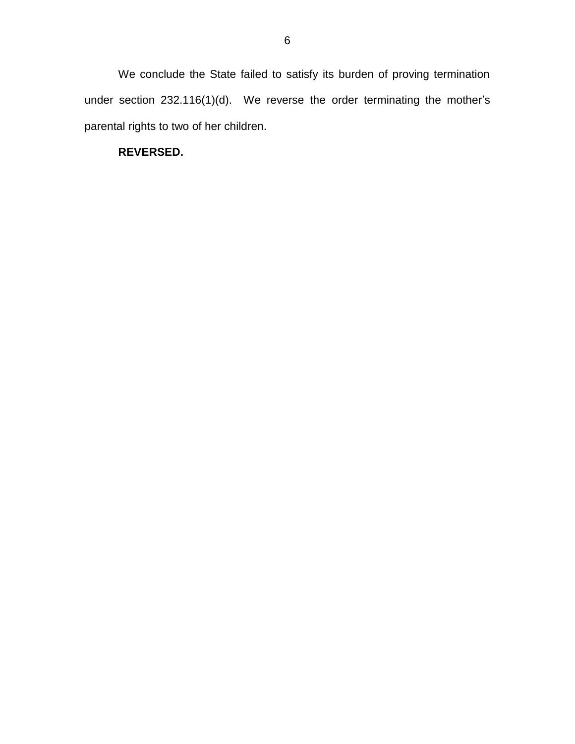We conclude the State failed to satisfy its burden of proving termination under section 232.116(1)(d). We reverse the order terminating the mother's parental rights to two of her children.

**REVERSED.**